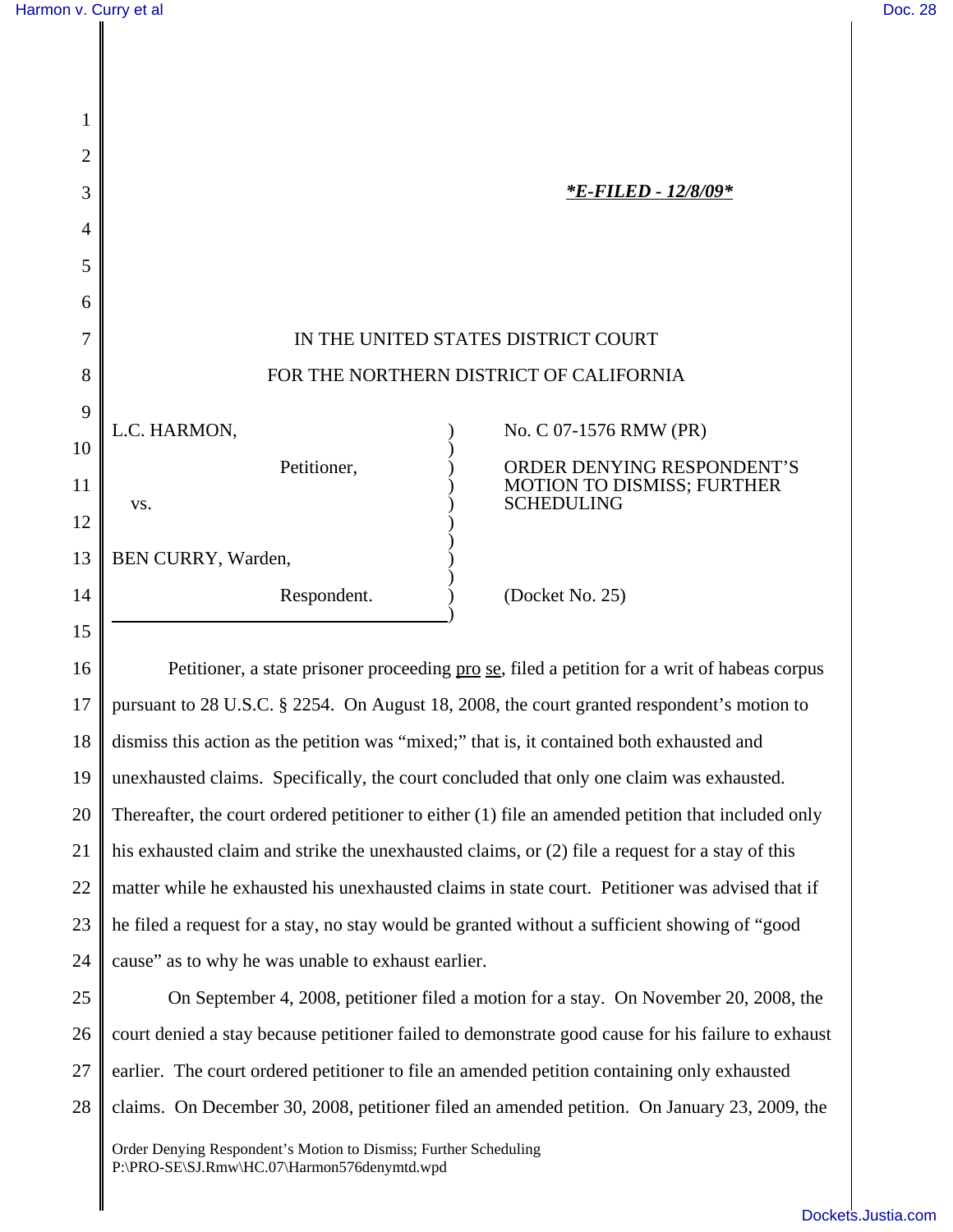*E-FILED - 12/8/09*

IN THE UNITED STATES DISTRICT COURT

FOR THE NORTHERN DISTRICT OF CALIFORNIA

| | |
|---|---|
| L.C. HARMON,<br><br>Petitioner,<br><br>vs.<br><br>BEN CURRY, Warden,<br><br>Respondent. | No. C 07-1576 RMW (PR)<br><br>ORDER DENYING RESPONDENT'S MOTION TO DISMISS; FURTHER SCHEDULING<br><br>(Docket No. 25) |

Petitioner, a state prisoner proceeding pro se, filed a petition for a writ of habeas corpus pursuant to 28 U.S.C. § 2254. On August 18, 2008, the court granted respondent's motion to dismiss this action as the petition was "mixed;" that is, it contained both exhausted and unexhausted claims. Specifically, the court concluded that only one claim was exhausted. Thereafter, the court ordered petitioner to either (1) file an amended petition that included only his exhausted claim and strike the unexhausted claims, or (2) file a request for a stay of this matter while he exhausted his unexhausted claims in state court. Petitioner was advised that if he filed a request for a stay, no stay would be granted without a sufficient showing of "good cause" as to why he was unable to exhaust earlier.

On September 4, 2008, petitioner filed a motion for a stay. On November 20, 2008, the court denied a stay because petitioner failed to demonstrate good cause for his failure to exhaust earlier. The court ordered petitioner to file an amended petition containing only exhausted claims. On December 30, 2008, petitioner filed an amended petition. On January 23, 2009, the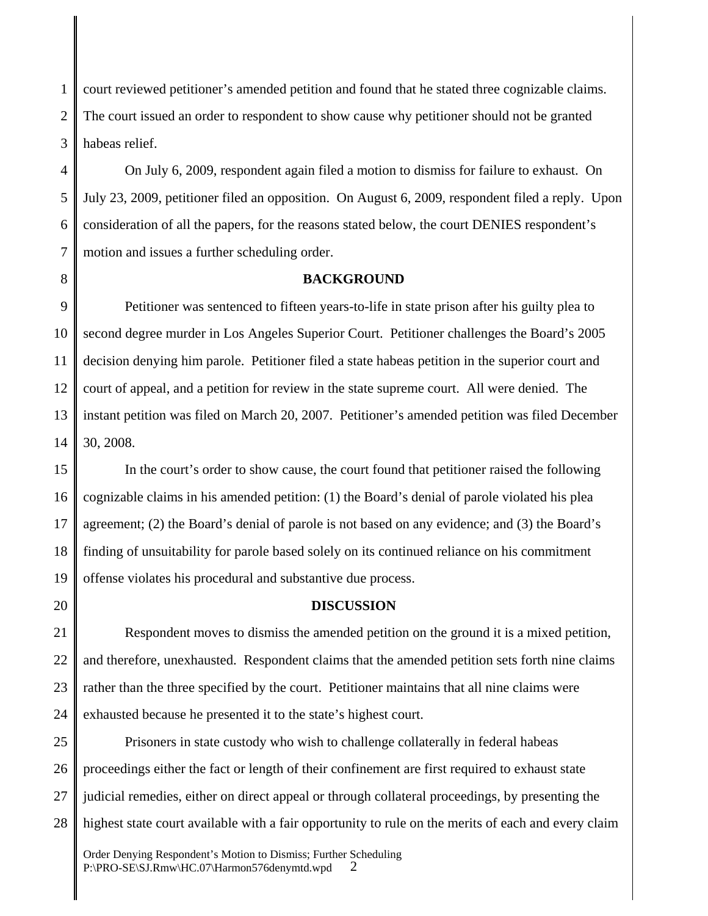court reviewed petitioner's amended petition and found that he stated three cognizable claims. The court issued an order to respondent to show cause why petitioner should not be granted habeas relief.

On July 6, 2009, respondent again filed a motion to dismiss for failure to exhaust. On July 23, 2009, petitioner filed an opposition. On August 6, 2009, respondent filed a reply. Upon consideration of all the papers, for the reasons stated below, the court DENIES respondent's motion and issues a further scheduling order.

## BACKGROUND

Petitioner was sentenced to fifteen years-to-life in state prison after his guilty plea to second degree murder in Los Angeles Superior Court. Petitioner challenges the Board's 2005 decision denying him parole. Petitioner filed a state habeas petition in the superior court and court of appeal, and a petition for review in the state supreme court. All were denied. The instant petition was filed on March 20, 2007. Petitioner's amended petition was filed December 30, 2008.

In the court's order to show cause, the court found that petitioner raised the following cognizable claims in his amended petition: (1) the Board's denial of parole violated his plea agreement; (2) the Board's denial of parole is not based on any evidence; and (3) the Board's finding of unsuitability for parole based solely on its continued reliance on his commitment offense violates his procedural and substantive due process.

## DISCUSSION

Respondent moves to dismiss the amended petition on the ground it is a mixed petition, and therefore, unexhausted. Respondent claims that the amended petition sets forth nine claims rather than the three specified by the court. Petitioner maintains that all nine claims were exhausted because he presented it to the state's highest court.

Prisoners in state custody who wish to challenge collaterally in federal habeas proceedings either the fact or length of their confinement are first required to exhaust state judicial remedies, either on direct appeal or through collateral proceedings, by presenting the highest state court available with a fair opportunity to rule on the merits of each and every claim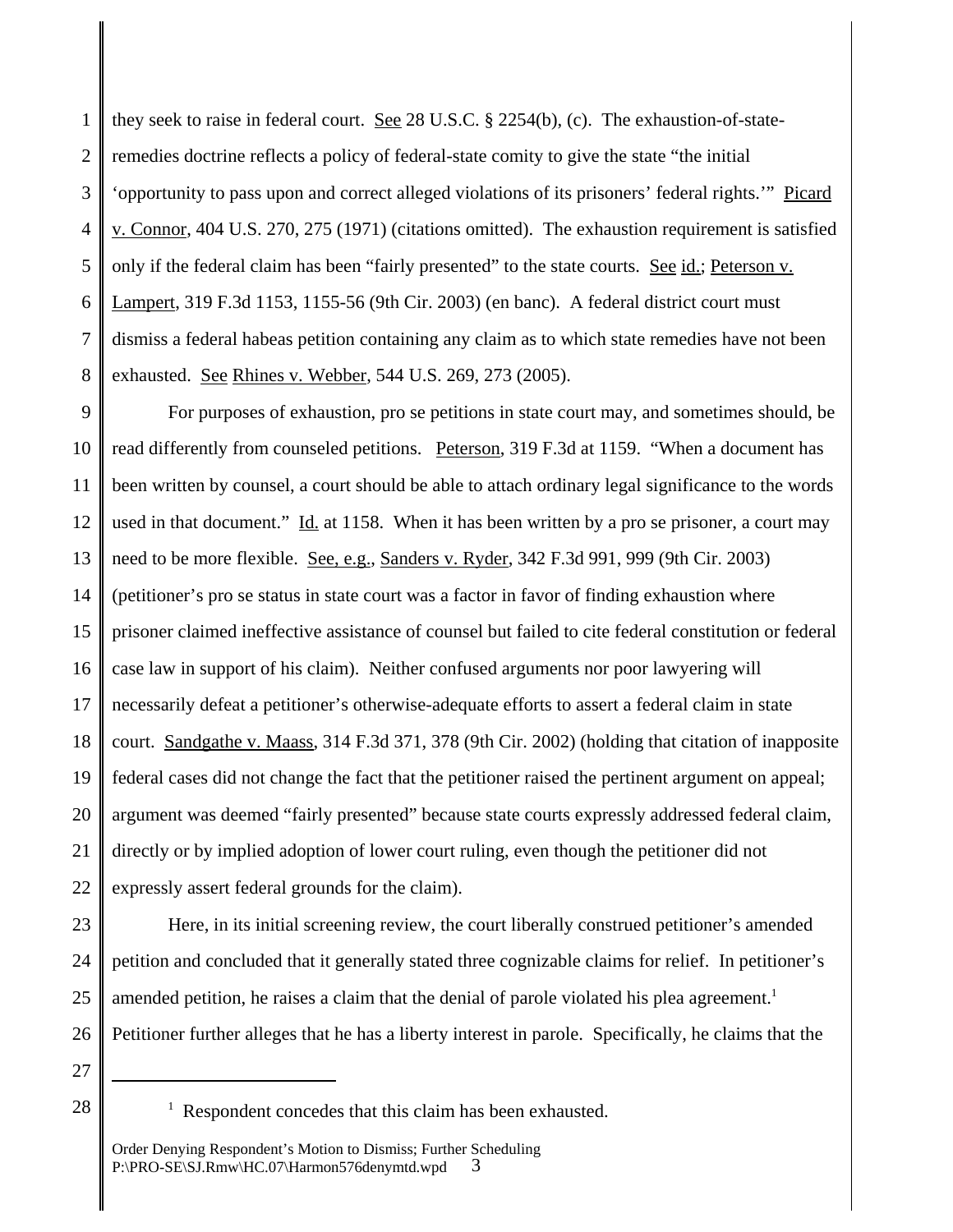they seek to raise in federal court. See 28 U.S.C. § 2254(b), (c). The exhaustion-of-state-remedies doctrine reflects a policy of federal-state comity to give the state "the initial 'opportunity to pass upon and correct alleged violations of its prisoners' federal rights.'" Picard v. Connor, 404 U.S. 270, 275 (1971) (citations omitted). The exhaustion requirement is satisfied only if the federal claim has been "fairly presented" to the state courts. See id.; Peterson v. Lampert, 319 F.3d 1153, 1155-56 (9th Cir. 2003) (en banc). A federal district court must dismiss a federal habeas petition containing any claim as to which state remedies have not been exhausted. See Rhines v. Webber, 544 U.S. 269, 273 (2005).

For purposes of exhaustion, pro se petitions in state court may, and sometimes should, be read differently from counseled petitions. Peterson, 319 F.3d at 1159. "When a document has been written by counsel, a court should be able to attach ordinary legal significance to the words used in that document." Id. at 1158. When it has been written by a pro se prisoner, a court may need to be more flexible. See, e.g., Sanders v. Ryder, 342 F.3d 991, 999 (9th Cir. 2003) (petitioner's pro se status in state court was a factor in favor of finding exhaustion where prisoner claimed ineffective assistance of counsel but failed to cite federal constitution or federal case law in support of his claim). Neither confused arguments nor poor lawyering will necessarily defeat a petitioner's otherwise-adequate efforts to assert a federal claim in state court. Sandgathe v. Maass, 314 F.3d 371, 378 (9th Cir. 2002) (holding that citation of inapposite federal cases did not change the fact that the petitioner raised the pertinent argument on appeal; argument was deemed "fairly presented" because state courts expressly addressed federal claim, directly or by implied adoption of lower court ruling, even though the petitioner did not expressly assert federal grounds for the claim).

Here, in its initial screening review, the court liberally construed petitioner's amended petition and concluded that it generally stated three cognizable claims for relief. In petitioner's amended petition, he raises a claim that the denial of parole violated his plea agreement.[1] Petitioner further alleges that he has a liberty interest in parole. Specifically, he claims that the

---

[1] Respondent concedes that this claim has been exhausted.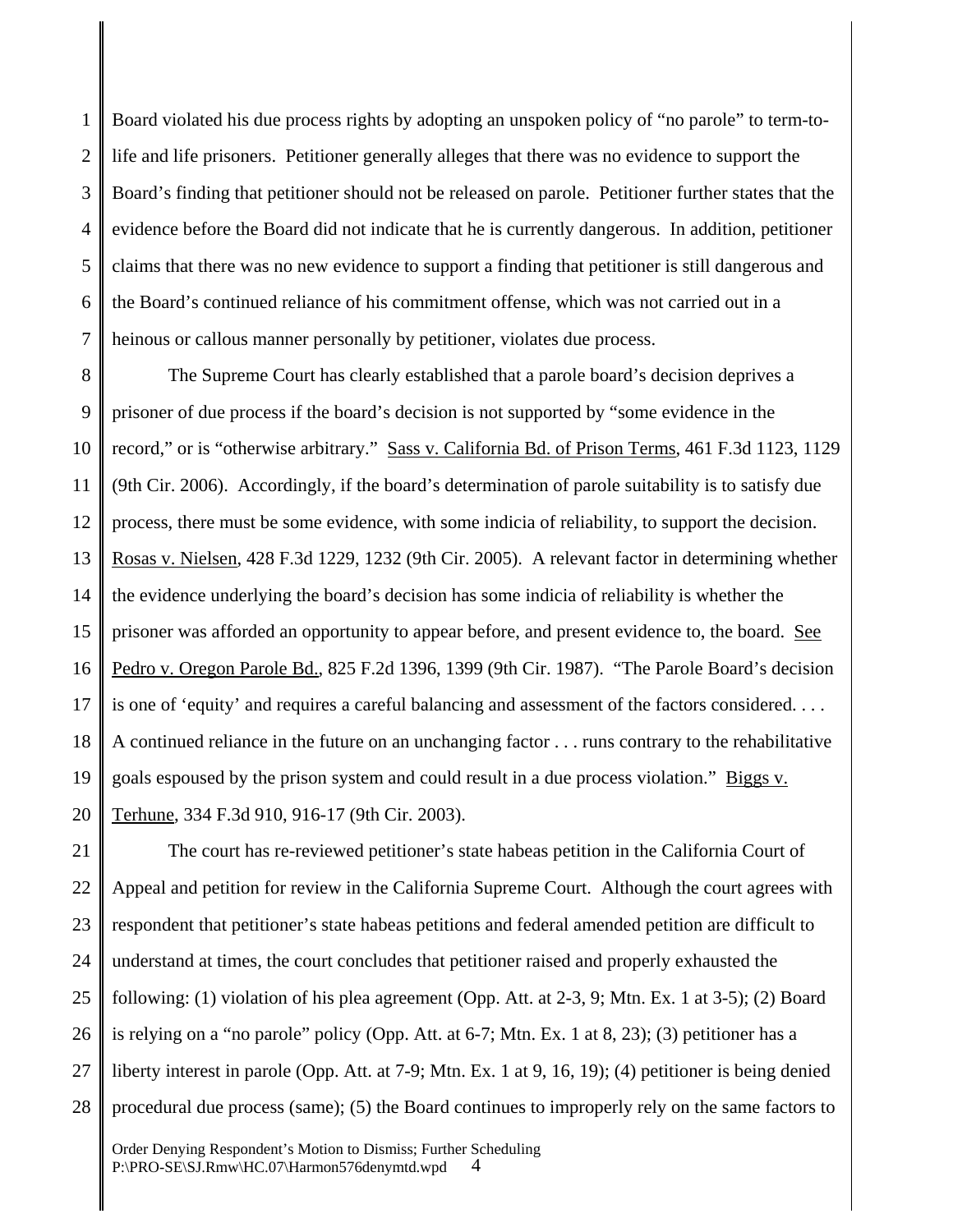Board violated his due process rights by adopting an unspoken policy of "no parole" to term-to-life and life prisoners. Petitioner generally alleges that there was no evidence to support the Board's finding that petitioner should not be released on parole. Petitioner further states that the evidence before the Board did not indicate that he is currently dangerous. In addition, petitioner claims that there was no new evidence to support a finding that petitioner is still dangerous and the Board's continued reliance of his commitment offense, which was not carried out in a heinous or callous manner personally by petitioner, violates due process.

The Supreme Court has clearly established that a parole board's decision deprives a prisoner of due process if the board's decision is not supported by "some evidence in the record," or is "otherwise arbitrary." Sass v. California Bd. of Prison Terms, 461 F.3d 1123, 1129 (9th Cir. 2006). Accordingly, if the board's determination of parole suitability is to satisfy due process, there must be some evidence, with some indicia of reliability, to support the decision. Rosas v. Nielsen, 428 F.3d 1229, 1232 (9th Cir. 2005). A relevant factor in determining whether the evidence underlying the board's decision has some indicia of reliability is whether the prisoner was afforded an opportunity to appear before, and present evidence to, the board. See Pedro v. Oregon Parole Bd., 825 F.2d 1396, 1399 (9th Cir. 1987). "The Parole Board's decision is one of 'equity' and requires a careful balancing and assessment of the factors considered. . . . A continued reliance in the future on an unchanging factor . . . runs contrary to the rehabilitative goals espoused by the prison system and could result in a due process violation." Biggs v. Terhune, 334 F.3d 910, 916-17 (9th Cir. 2003).

The court has re-reviewed petitioner's state habeas petition in the California Court of Appeal and petition for review in the California Supreme Court. Although the court agrees with respondent that petitioner's state habeas petitions and federal amended petition are difficult to understand at times, the court concludes that petitioner raised and properly exhausted the following: (1) violation of his plea agreement (Opp. Att. at 2-3, 9; Mtn. Ex. 1 at 3-5); (2) Board is relying on a "no parole" policy (Opp. Att. at 6-7; Mtn. Ex. 1 at 8, 23); (3) petitioner has a liberty interest in parole (Opp. Att. at 7-9; Mtn. Ex. 1 at 9, 16, 19); (4) petitioner is being denied procedural due process (same); (5) the Board continues to improperly rely on the same factors to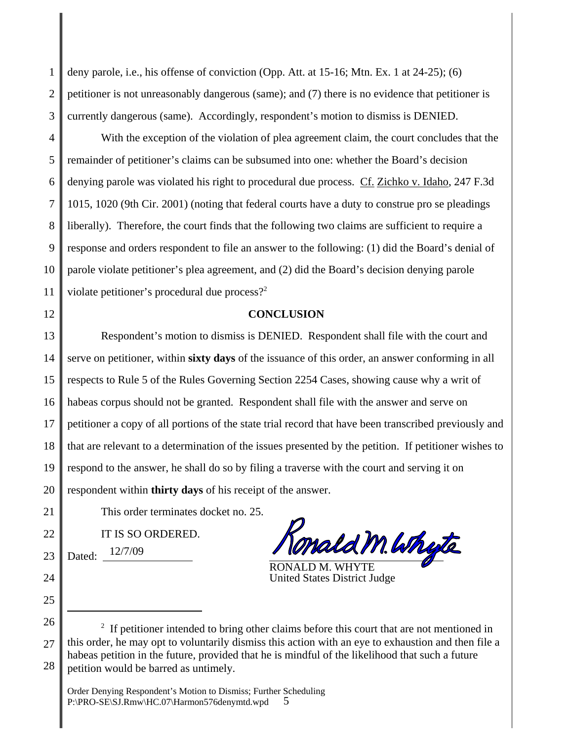deny parole, i.e., his offense of conviction (Opp. Att. at 15-16; Mtn. Ex. 1 at 24-25); (6) petitioner is not unreasonably dangerous (same); and (7) there is no evidence that petitioner is currently dangerous (same). Accordingly, respondent's motion to dismiss is DENIED.

With the exception of the violation of plea agreement claim, the court concludes that the remainder of petitioner's claims can be subsumed into one: whether the Board's decision denying parole was violated his right to procedural due process. Cf. Zichko v. Idaho, 247 F.3d 1015, 1020 (9th Cir. 2001) (noting that federal courts have a duty to construe pro se pleadings liberally). Therefore, the court finds that the following two claims are sufficient to require a response and orders respondent to file an answer to the following: (1) did the Board's denial of parole violate petitioner's plea agreement, and (2) did the Board's decision denying parole violate petitioner's procedural due process?[2]

## CONCLUSION

Respondent's motion to dismiss is DENIED. Respondent shall file with the court and serve on petitioner, within **sixty days** of the issuance of this order, an answer conforming in all respects to Rule 5 of the Rules Governing Section 2254 Cases, showing cause why a writ of habeas corpus should not be granted. Respondent shall file with the answer and serve on petitioner a copy of all portions of the state trial record that have been transcribed previously and that are relevant to a determination of the issues presented by the petition. If petitioner wishes to respond to the answer, he shall do so by filing a traverse with the court and serving it on respondent within **thirty days** of his receipt of the answer.

This order terminates docket no. 25.

IT IS SO ORDERED.

Dated: 12/7/09

RONALD M. WHYTE
United States District Judge

[2] If petitioner intended to bring other claims before this court that are not mentioned in this order, he may opt to voluntarily dismiss this action with an eye to exhaustion and then file a habeas petition in the future, provided that he is mindful of the likelihood that such a future petition would be barred as untimely.

Order Denying Respondent's Motion to Dismiss; Further Scheduling
P:\PRO-SE\SJ.Rmw\HC.07\Harmon576denymtd.wpd